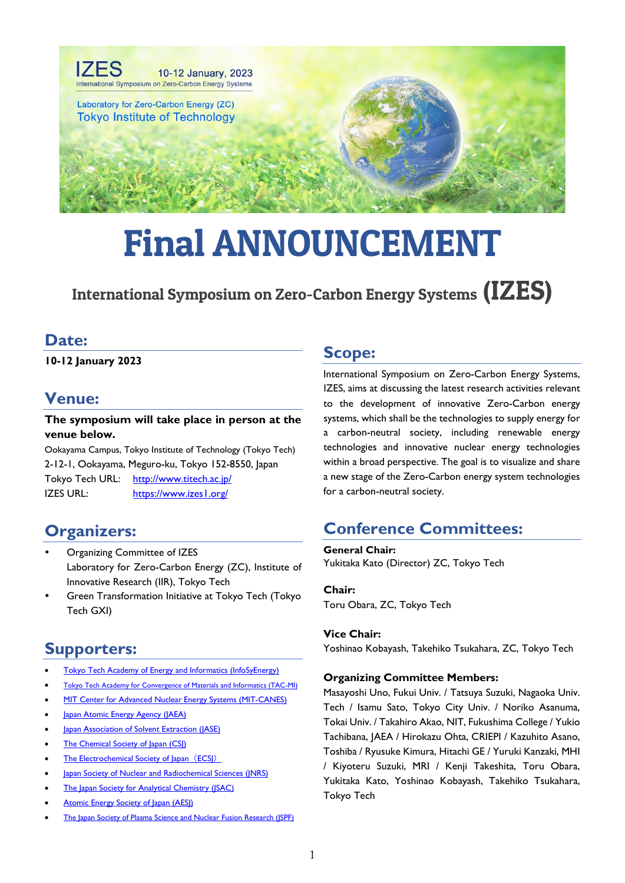IZES 10-12 January, 2023

International Symposium on Zero-Carbon Energy Systems

Laboratory for Zero-Carbon Energy (ZC)
Tokyo Institute of Technology

# Final ANNOUNCEMENT

## International Symposium on Zero-Carbon Energy Systems (IZES)

## Date:

**10-12 January 2023**

## Venue:

**The symposium will take place in person at the venue below.**

Ookayama Campus, Tokyo Institute of Technology (Tokyo Tech)
2-12-1, Ookayama, Meguro-ku, Tokyo 152-8550, Japan
Tokyo Tech URL: http://www.titech.ac.jp/
IZES URL: https://www.izes1.org/

## Organizers:

- Organizing Committee of IZES
  Laboratory for Zero-Carbon Energy (ZC), Institute of Innovative Research (IIR), Tokyo Tech
- Green Transformation Initiative at Tokyo Tech (Tokyo Tech GXI)

## Supporters:

- Tokyo Tech Academy of Energy and Informatics (InfoSyEnergy)
- Tokyo Tech Academy for Convergence of Materials and Informatics (TAC-MI)
- MIT Center for Advanced Nuclear Energy Systems (MIT-CANES)
- Japan Atomic Energy Agency (JAEA)
- Japan Association of Solvent Extraction (JASE)
- The Chemical Society of Japan (CSJ)
- The Electrochemical Society of Japan（ECSJ）
- Japan Society of Nuclear and Radiochemical Sciences (JNRS)
- The Japan Society for Analytical Chemistry (JSAC)
- Atomic Energy Society of Japan (AESJ)
- The Japan Society of Plasma Science and Nuclear Fusion Research (JSPF)

## Scope:

International Symposium on Zero-Carbon Energy Systems, IZES, aims at discussing the latest research activities relevant to the development of innovative Zero-Carbon energy systems, which shall be the technologies to supply energy for a carbon-neutral society, including renewable energy technologies and innovative nuclear energy technologies within a broad perspective. The goal is to visualize and share a new stage of the Zero-Carbon energy system technologies for a carbon-neutral society.

## Conference Committees:

**General Chair:**
Yukitaka Kato (Director) ZC, Tokyo Tech

**Chair:**
Toru Obara, ZC, Tokyo Tech

**Vice Chair:**
Yoshinao Kobayash, Takehiko Tsukahara, ZC, Tokyo Tech

**Organizing Committee Members:**
Masayoshi Uno, Fukui Univ. / Tatsuya Suzuki, Nagaoka Univ. Tech / Isamu Sato, Tokyo City Univ. / Noriko Asanuma, Tokai Univ. / Takahiro Akao, NIT, Fukushima College / Yukio Tachibana, JAEA / Hirokazu Ohta, CRIEPI / Kazuhito Asano, Toshiba / Ryusuke Kimura, Hitachi GE / Yuruki Kanzaki, MHI / Kiyoteru Suzuki, MRI / Kenji Takeshita, Toru Obara, Yukitaka Kato, Yoshinao Kobayash, Takehiko Tsukahara, Tokyo Tech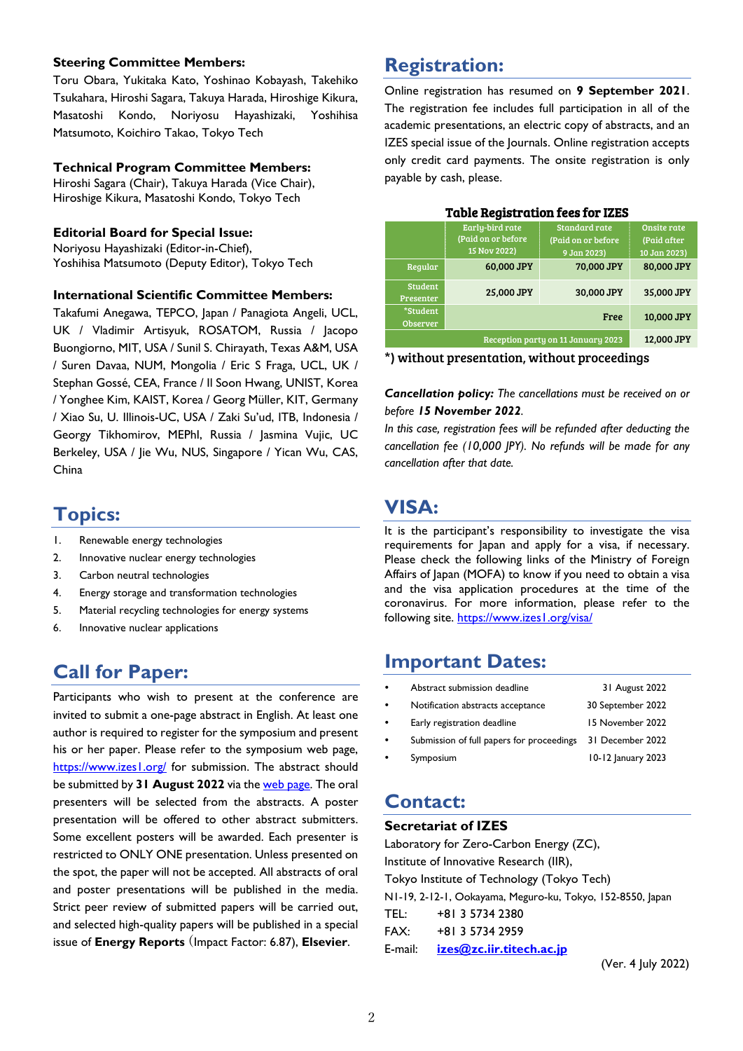**Steering Committee Members:**

Toru Obara, Yukitaka Kato, Yoshinao Kobayash, Takehiko Tsukahara, Hiroshi Sagara, Takuya Harada, Hiroshige Kikura, Masatoshi Kondo, Noriyosu Hayashizaki, Yoshihisa Matsumoto, Koichiro Takao, Tokyo Tech

**Technical Program Committee Members:**

Hiroshi Sagara (Chair), Takuya Harada (Vice Chair), Hiroshige Kikura, Masatoshi Kondo, Tokyo Tech

**Editorial Board for Special Issue:**

Noriyosu Hayashizaki (Editor-in-Chief),
Yoshihisa Matsumoto (Deputy Editor), Tokyo Tech

**International Scientific Committee Members:**

Takafumi Anegawa, TEPCO, Japan / Panagiota Angeli, UCL, UK / Vladimir Artisyuk, ROSATOM, Russia / Jacopo Buongiorno, MIT, USA / Sunil S. Chirayath, Texas A&M, USA / Suren Davaa, NUM, Mongolia / Eric S Fraga, UCL, UK / Stephan Gossé, CEA, France / Il Soon Hwang, UNIST, Korea / Yonghee Kim, KAIST, Korea / Georg Müller, KIT, Germany / Xiao Su, U. Illinois-UC, USA / Zaki Su'ud, ITB, Indonesia / Georgy Tikhomirov, MEPhI, Russia / Jasmina Vujic, UC Berkeley, USA / Jie Wu, NUS, Singapore / Yican Wu, CAS, China

## Topics:

1. Renewable energy technologies
2. Innovative nuclear energy technologies
3. Carbon neutral technologies
4. Energy storage and transformation technologies
5. Material recycling technologies for energy systems
6. Innovative nuclear applications

## Call for Paper:

Participants who wish to present at the conference are invited to submit a one-page abstract in English. At least one author is required to register for the symposium and present his or her paper. Please refer to the symposium web page, https://www.izes1.org/ for submission. The abstract should be submitted by **31 August 2022** via the web page. The oral presenters will be selected from the abstracts. A poster presentation will be offered to other abstract submitters. Some excellent posters will be awarded. Each presenter is restricted to ONLY ONE presentation. Unless presented on the spot, the paper will not be accepted. All abstracts of oral and poster presentations will be published in the media. Strict peer review of submitted papers will be carried out, and selected high-quality papers will be published in a special issue of **Energy Reports** (Impact Factor: 6.87), **Elsevier**.

## Registration:

Online registration has resumed on **9 September 2021**. The registration fee includes full participation in all of the academic presentations, an electric copy of abstracts, and an IZES special issue of the Journals. Online registration accepts only credit card payments. The onsite registration is only payable by cash, please.

**Table Registration fees for IZES**

| | Early-bird rate (Paid on or before 15 Nov 2022) | Standard rate (Paid on or before 9 Jan 2023) | Onsite rate (Paid after 10 Jan 2023) |
|---|---|---|---|
| Regular | 60,000 JPY | 70,000 JPY | 80,000 JPY |
| Student Presenter | 25,000 JPY | 30,000 JPY | 35,000 JPY |
| *Student Observer | | Free | 10,000 JPY |
| Reception party on 11 January 2023 | | | 12,000 JPY |

*) without presentation, without proceedings

***Cancellation policy:*** *The cancellations must be received on or before **15 November 2022**.*
*In this case, registration fees will be refunded after deducting the cancellation fee (10,000 JPY). No refunds will be made for any cancellation after that date.*

## VISA:

It is the participant's responsibility to investigate the visa requirements for Japan and apply for a visa, if necessary. Please check the following links of the Ministry of Foreign Affairs of Japan (MOFA) to know if you need to obtain a visa and the visa application procedures at the time of the coronavirus. For more information, please refer to the following site. https://www.izes1.org/visa/

## Important Dates:

- Abstract submission deadline — 31 August 2022
- Notification abstracts acceptance — 30 September 2022
- Early registration deadline — 15 November 2022
- Submission of full papers for proceedings — 31 December 2022
- Symposium — 10-12 January 2023

## Contact:

**Secretariat of IZES**

Laboratory for Zero-Carbon Energy (ZC),
Institute of Innovative Research (IIR),
Tokyo Institute of Technology (Tokyo Tech)
N1-19, 2-12-1, Ookayama, Meguro-ku, Tokyo, 152-8550, Japan
TEL: +81 3 5734 2380
FAX: +81 3 5734 2959
E-mail: **izes@zc.iir.titech.ac.jp**

(Ver. 4 July 2022)